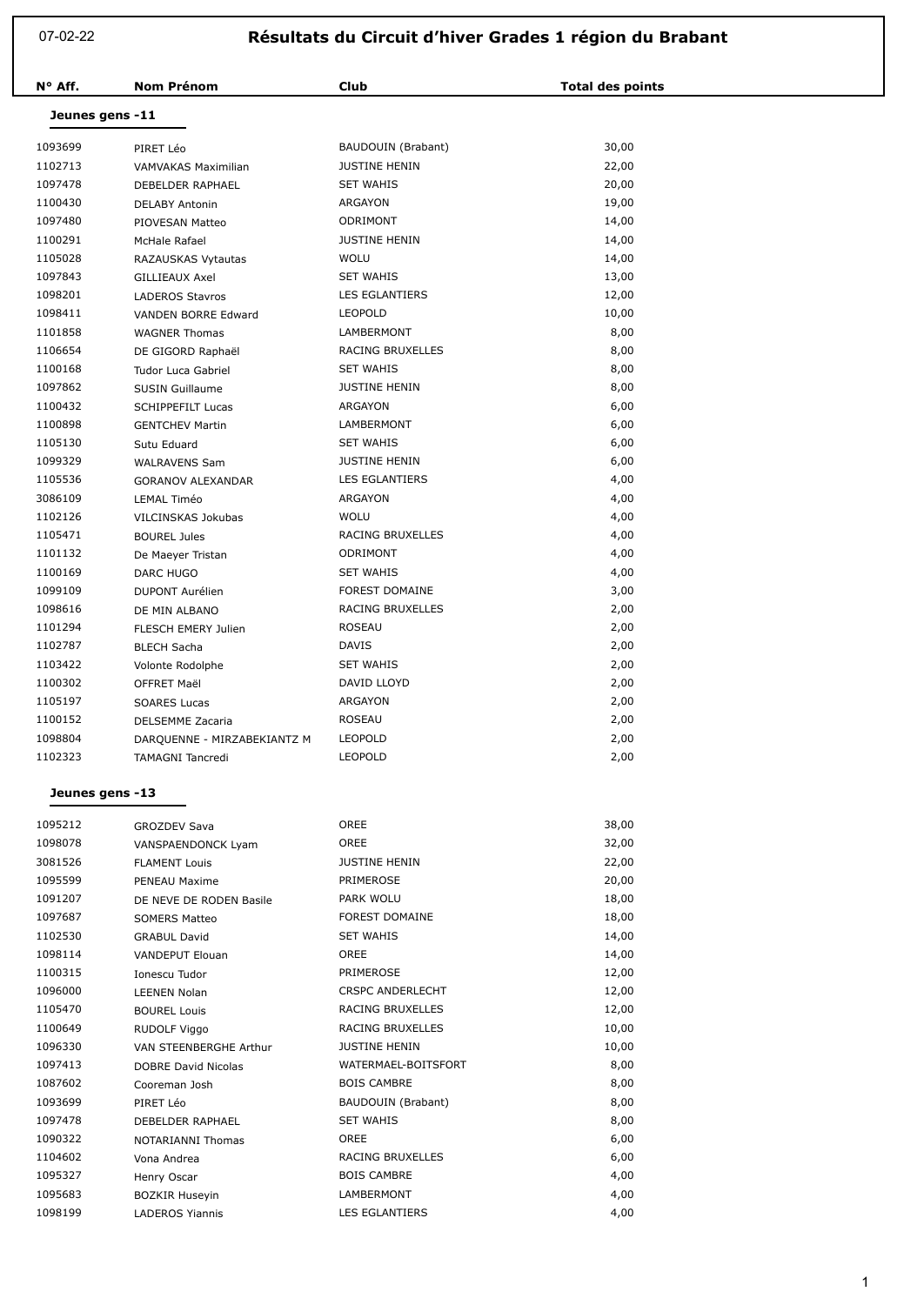07-02-22

# Résultats du Circuit d'hiver Grades 1 région du Brabant

| N° Aff. | Nom Prénom | Club | Total des points |
|---|---|---|---|

## Jeunes gens -11

| N° Aff. | Nom Prénom | Club | Total des points |
|---|---|---|---|
| 1093699 | PIRET Léo | BAUDOUIN (Brabant) | 30,00 |
| 1102713 | VAMVAKAS Maximilian | JUSTINE HENIN | 22,00 |
| 1097478 | DEBELDER RAPHAEL | SET WAHIS | 20,00 |
| 1100430 | DELABY Antonin | ARGAYON | 19,00 |
| 1097480 | PIOVESAN Matteo | ODRIMONT | 14,00 |
| 1100291 | McHale Rafael | JUSTINE HENIN | 14,00 |
| 1105028 | RAZAUSKAS Vytautas | WOLU | 14,00 |
| 1097843 | GILLIEAUX Axel | SET WAHIS | 13,00 |
| 1098201 | LADEROS Stavros | LES EGLANTIERS | 12,00 |
| 1098411 | VANDEN BORRE Edward | LEOPOLD | 10,00 |
| 1101858 | WAGNER Thomas | LAMBERMONT | 8,00 |
| 1106654 | DE GIGORD Raphaël | RACING BRUXELLES | 8,00 |
| 1100168 | Tudor Luca Gabriel | SET WAHIS | 8,00 |
| 1097862 | SUSIN Guillaume | JUSTINE HENIN | 8,00 |
| 1100432 | SCHIPPEFILT Lucas | ARGAYON | 6,00 |
| 1100898 | GENTCHEV Martin | LAMBERMONT | 6,00 |
| 1105130 | Sutu Eduard | SET WAHIS | 6,00 |
| 1099329 | WALRAVENS Sam | JUSTINE HENIN | 6,00 |
| 1105536 | GORANOV ALEXANDAR | LES EGLANTIERS | 4,00 |
| 3086109 | LEMAL Timéo | ARGAYON | 4,00 |
| 1102126 | VILCINSKAS Jokubas | WOLU | 4,00 |
| 1105471 | BOUREL Jules | RACING BRUXELLES | 4,00 |
| 1101132 | De Maeyer Tristan | ODRIMONT | 4,00 |
| 1100169 | DARC HUGO | SET WAHIS | 4,00 |
| 1099109 | DUPONT Aurélien | FOREST DOMAINE | 3,00 |
| 1098616 | DE MIN ALBANO | RACING BRUXELLES | 2,00 |
| 1101294 | FLESCH EMERY Julien | ROSEAU | 2,00 |
| 1102787 | BLECH Sacha | DAVIS | 2,00 |
| 1103422 | Volonte Rodolphe | SET WAHIS | 2,00 |
| 1100302 | OFFRET Maël | DAVID LLOYD | 2,00 |
| 1105197 | SOARES Lucas | ARGAYON | 2,00 |
| 1100152 | DELSEMME Zacaria | ROSEAU | 2,00 |
| 1098804 | DARQUENNE - MIRZABEKIANTZ M | LEOPOLD | 2,00 |
| 1102323 | TAMAGNI Tancredi | LEOPOLD | 2,00 |

## Jeunes gens -13

| N° Aff. | Nom Prénom | Club | Total des points |
|---|---|---|---|
| 1095212 | GROZDEV Sava | OREE | 38,00 |
| 1098078 | VANSPAENDONCK Lyam | OREE | 32,00 |
| 3081526 | FLAMENT Louis | JUSTINE HENIN | 22,00 |
| 1095599 | PENEAU Maxime | PRIMEROSE | 20,00 |
| 1091207 | DE NEVE DE RODEN Basile | PARK WOLU | 18,00 |
| 1097687 | SOMERS Matteo | FOREST DOMAINE | 18,00 |
| 1102530 | GRABUL David | SET WAHIS | 14,00 |
| 1098114 | VANDEPUT Elouan | OREE | 14,00 |
| 1100315 | Ionescu Tudor | PRIMEROSE | 12,00 |
| 1096000 | LEENEN Nolan | CRSPC ANDERLECHT | 12,00 |
| 1105470 | BOUREL Louis | RACING BRUXELLES | 12,00 |
| 1100649 | RUDOLF Viggo | RACING BRUXELLES | 10,00 |
| 1096330 | VAN STEENBERGHE Arthur | JUSTINE HENIN | 10,00 |
| 1097413 | DOBRE David Nicolas | WATERMAEL-BOITSFORT | 8,00 |
| 1087602 | Cooreman Josh | BOIS CAMBRE | 8,00 |
| 1093699 | PIRET Léo | BAUDOUIN (Brabant) | 8,00 |
| 1097478 | DEBELDER RAPHAEL | SET WAHIS | 8,00 |
| 1090322 | NOTARIANNI Thomas | OREE | 6,00 |
| 1104602 | Vona Andrea | RACING BRUXELLES | 6,00 |
| 1095327 | Henry Oscar | BOIS CAMBRE | 4,00 |
| 1095683 | BOZKIR Huseyin | LAMBERMONT | 4,00 |
| 1098199 | LADEROS Yiannis | LES EGLANTIERS | 4,00 |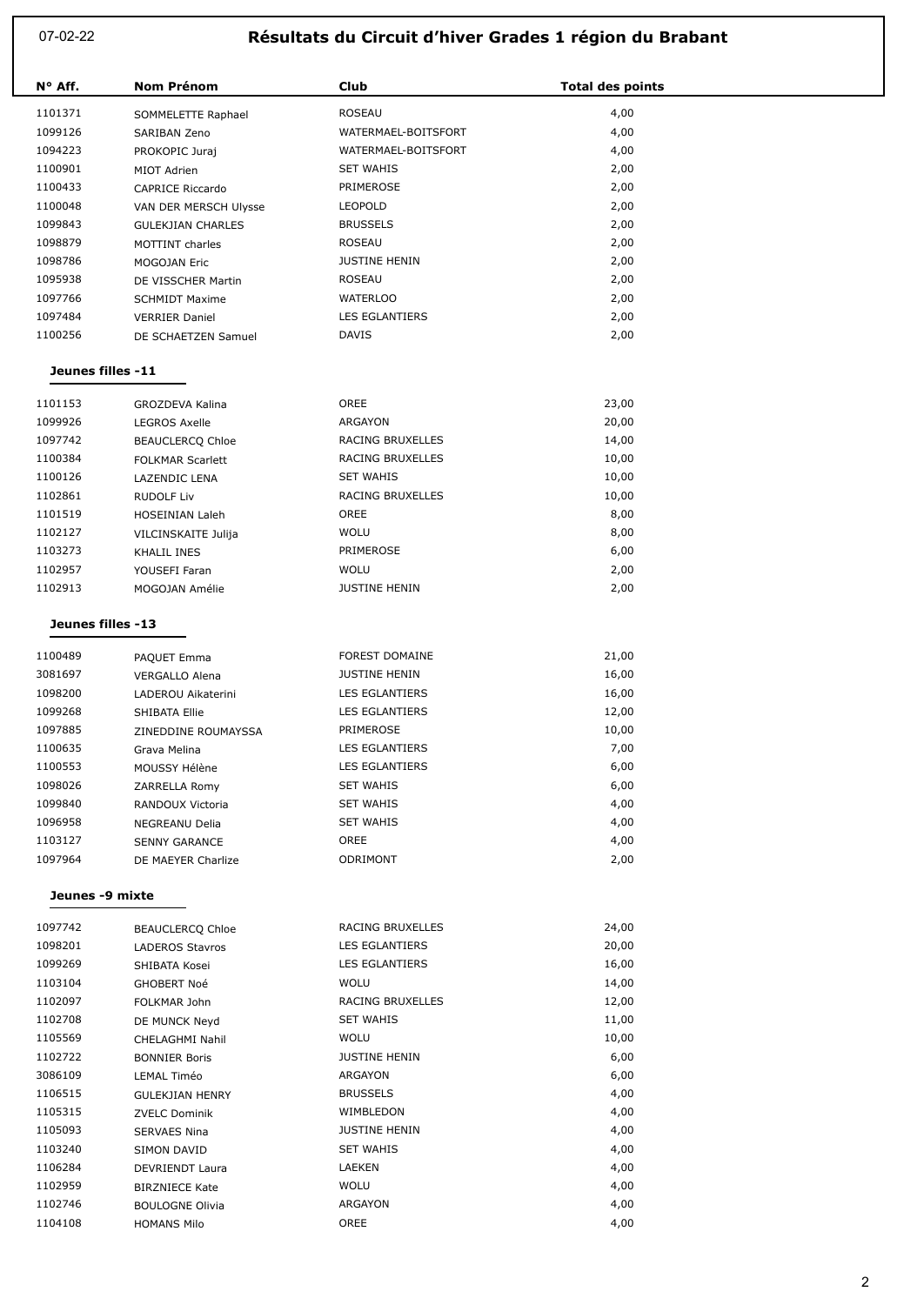# Résultats du Circuit d'hiver Grades 1 région du Brabant

07-02-22

| N° Aff. | Nom Prénom | Club | Total des points |
|---|---|---|---|
| 1101371 | SOMMELETTE Raphael | ROSEAU | 4,00 |
| 1099126 | SARIBAN Zeno | WATERMAEL-BOITSFORT | 4,00 |
| 1094223 | PROKOPIC Juraj | WATERMAEL-BOITSFORT | 4,00 |
| 1100901 | MIOT Adrien | SET WAHIS | 2,00 |
| 1100433 | CAPRICE Riccardo | PRIMEROSE | 2,00 |
| 1100048 | VAN DER MERSCH Ulysse | LEOPOLD | 2,00 |
| 1099843 | GULEKJIAN CHARLES | BRUSSELS | 2,00 |
| 1098879 | MOTTINT charles | ROSEAU | 2,00 |
| 1098786 | MOGOJAN Eric | JUSTINE HENIN | 2,00 |
| 1095938 | DE VISSCHER Martin | ROSEAU | 2,00 |
| 1097766 | SCHMIDT Maxime | WATERLOO | 2,00 |
| 1097484 | VERRIER Daniel | LES EGLANTIERS | 2,00 |
| 1100256 | DE SCHAETZEN Samuel | DAVIS | 2,00 |

**Jeunes filles -11**

| N° Aff. | Nom Prénom | Club | Total des points |
|---|---|---|---|
| 1101153 | GROZDEVA Kalina | OREE | 23,00 |
| 1099926 | LEGROS Axelle | ARGAYON | 20,00 |
| 1097742 | BEAUCLERCQ Chloe | RACING BRUXELLES | 14,00 |
| 1100384 | FOLKMAR Scarlett | RACING BRUXELLES | 10,00 |
| 1100126 | LAZENDIC LENA | SET WAHIS | 10,00 |
| 1102861 | RUDOLF Liv | RACING BRUXELLES | 10,00 |
| 1101519 | HOSEINIAN Laleh | OREE | 8,00 |
| 1102127 | VILCINSKAITE Julija | WOLU | 8,00 |
| 1103273 | KHALIL INES | PRIMEROSE | 6,00 |
| 1102957 | YOUSEFI Faran | WOLU | 2,00 |
| 1102913 | MOGOJAN Amélie | JUSTINE HENIN | 2,00 |

**Jeunes filles -13**

| N° Aff. | Nom Prénom | Club | Total des points |
|---|---|---|---|
| 1100489 | PAQUET Emma | FOREST DOMAINE | 21,00 |
| 3081697 | VERGALLO Alena | JUSTINE HENIN | 16,00 |
| 1098200 | LADEROU Aikaterini | LES EGLANTIERS | 16,00 |
| 1099268 | SHIBATA Ellie | LES EGLANTIERS | 12,00 |
| 1097885 | ZINEDDINE ROUMAYSSA | PRIMEROSE | 10,00 |
| 1100635 | Grava Melina | LES EGLANTIERS | 7,00 |
| 1100553 | MOUSSY Hélène | LES EGLANTIERS | 6,00 |
| 1098026 | ZARRELLA Romy | SET WAHIS | 6,00 |
| 1099840 | RANDOUX Victoria | SET WAHIS | 4,00 |
| 1096958 | NEGREANU Delia | SET WAHIS | 4,00 |
| 1103127 | SENNY GARANCE | OREE | 4,00 |
| 1097964 | DE MAEYER Charlize | ODRIMONT | 2,00 |

**Jeunes -9 mixte**

| N° Aff. | Nom Prénom | Club | Total des points |
|---|---|---|---|
| 1097742 | BEAUCLERCQ Chloe | RACING BRUXELLES | 24,00 |
| 1098201 | LADEROS Stavros | LES EGLANTIERS | 20,00 |
| 1099269 | SHIBATA Kosei | LES EGLANTIERS | 16,00 |
| 1103104 | GHOBERT Noé | WOLU | 14,00 |
| 1102097 | FOLKMAR John | RACING BRUXELLES | 12,00 |
| 1102708 | DE MUNCK Neyd | SET WAHIS | 11,00 |
| 1105569 | CHELAGHMI Nahil | WOLU | 10,00 |
| 1102722 | BONNIER Boris | JUSTINE HENIN | 6,00 |
| 3086109 | LEMAL Timéo | ARGAYON | 6,00 |
| 1106515 | GULEKJIAN HENRY | BRUSSELS | 4,00 |
| 1105315 | ZVELC Dominik | WIMBLEDON | 4,00 |
| 1105093 | SERVAES Nina | JUSTINE HENIN | 4,00 |
| 1103240 | SIMON DAVID | SET WAHIS | 4,00 |
| 1106284 | DEVRIENDT Laura | LAEKEN | 4,00 |
| 1102959 | BIRZNIECE Kate | WOLU | 4,00 |
| 1102746 | BOULOGNE Olivia | ARGAYON | 4,00 |
| 1104108 | HOMANS Milo | OREE | 4,00 |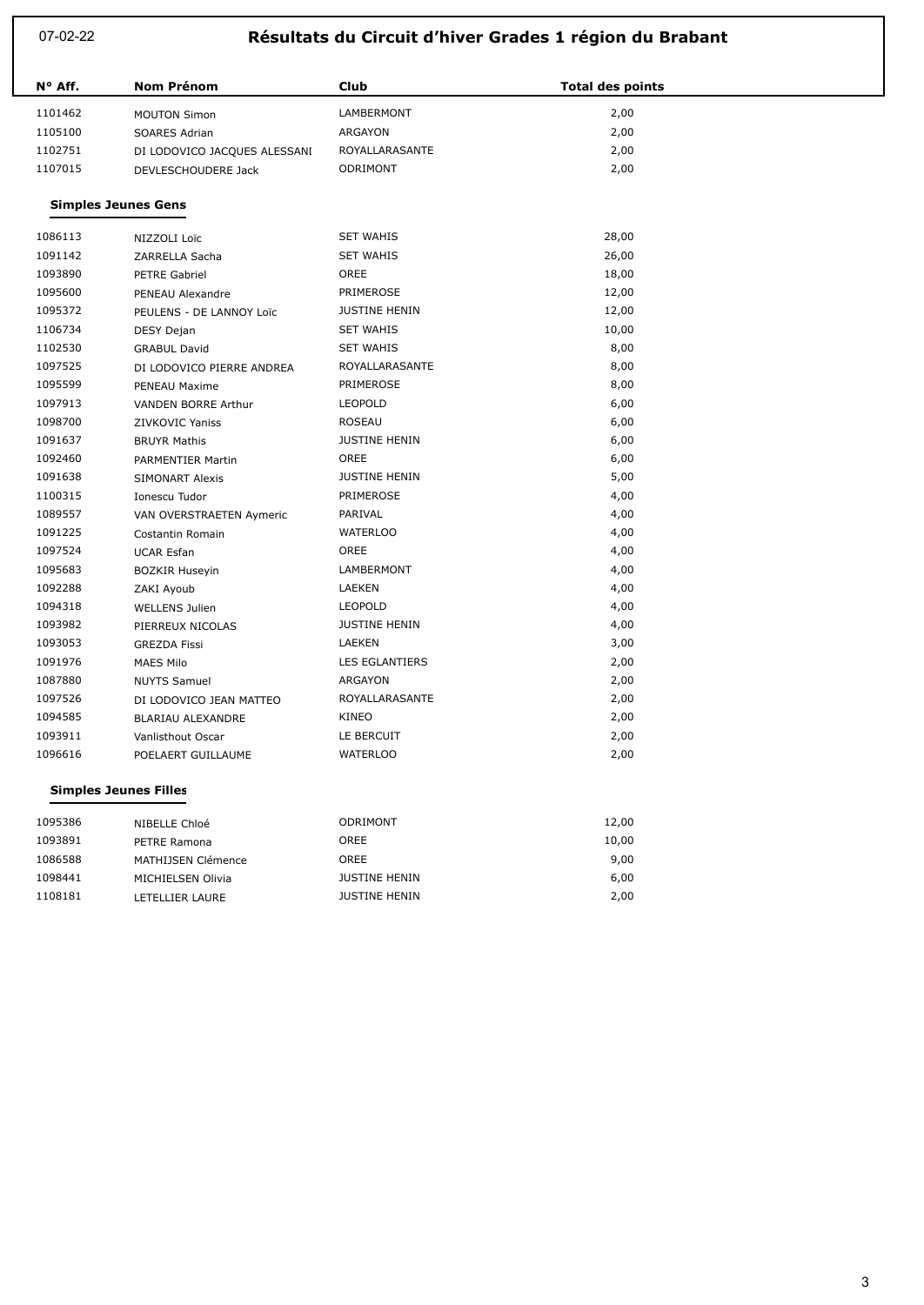07-02-22

# Résultats du Circuit d'hiver Grades 1 région du Brabant

| N° Aff. | Nom Prénom | Club | Total des points |
|---|---|---|---|
| 1101462 | MOUTON Simon | LAMBERMONT | 2,00 |
| 1105100 | SOARES Adrian | ARGAYON | 2,00 |
| 1102751 | DI LODOVICO JACQUES ALESSANI | ROYALLARASANTE | 2,00 |
| 1107015 | DEVLESCHOUDERE Jack | ODRIMONT | 2,00 |

## Simples Jeunes Gens

| N° Aff. | Nom Prénom | Club | Total des points |
|---|---|---|---|
| 1086113 | NIZZOLI Loïc | SET WAHIS | 28,00 |
| 1091142 | ZARRELLA Sacha | SET WAHIS | 26,00 |
| 1093890 | PETRE Gabriel | OREE | 18,00 |
| 1095600 | PENEAU Alexandre | PRIMEROSE | 12,00 |
| 1095372 | PEULENS - DE LANNOY Loïc | JUSTINE HENIN | 12,00 |
| 1106734 | DESY Dejan | SET WAHIS | 10,00 |
| 1102530 | GRABUL David | SET WAHIS | 8,00 |
| 1097525 | DI LODOVICO PIERRE ANDREA | ROYALLARASANTE | 8,00 |
| 1095599 | PENEAU Maxime | PRIMEROSE | 8,00 |
| 1097913 | VANDEN BORRE Arthur | LEOPOLD | 6,00 |
| 1098700 | ZIVKOVIC Yaniss | ROSEAU | 6,00 |
| 1091637 | BRUYR Mathis | JUSTINE HENIN | 6,00 |
| 1092460 | PARMENTIER Martin | OREE | 6,00 |
| 1091638 | SIMONART Alexis | JUSTINE HENIN | 5,00 |
| 1100315 | Ionescu Tudor | PRIMEROSE | 4,00 |
| 1089557 | VAN OVERSTRAETEN Aymeric | PARIVAL | 4,00 |
| 1091225 | Costantin Romain | WATERLOO | 4,00 |
| 1097524 | UCAR Esfan | OREE | 4,00 |
| 1095683 | BOZKIR Huseyin | LAMBERMONT | 4,00 |
| 1092288 | ZAKI Ayoub | LAEKEN | 4,00 |
| 1094318 | WELLENS Julien | LEOPOLD | 4,00 |
| 1093982 | PIERREUX NICOLAS | JUSTINE HENIN | 4,00 |
| 1093053 | GREZDA Fissi | LAEKEN | 3,00 |
| 1091976 | MAES Milo | LES EGLANTIERS | 2,00 |
| 1087880 | NUYTS Samuel | ARGAYON | 2,00 |
| 1097526 | DI LODOVICO JEAN MATTEO | ROYALLARASANTE | 2,00 |
| 1094585 | BLARIAU ALEXANDRE | KINEO | 2,00 |
| 1093911 | Vanlisthout Oscar | LE BERCUIT | 2,00 |
| 1096616 | POELAERT GUILLAUME | WATERLOO | 2,00 |

## Simples Jeunes Filles

| N° Aff. | Nom Prénom | Club | Total des points |
|---|---|---|---|
| 1095386 | NIBELLE Chloé | ODRIMONT | 12,00 |
| 1093891 | PETRE Ramona | OREE | 10,00 |
| 1086588 | MATHIJSEN Clémence | OREE | 9,00 |
| 1098441 | MICHIELSEN Olivia | JUSTINE HENIN | 6,00 |
| 1108181 | LETELLIER LAURE | JUSTINE HENIN | 2,00 |